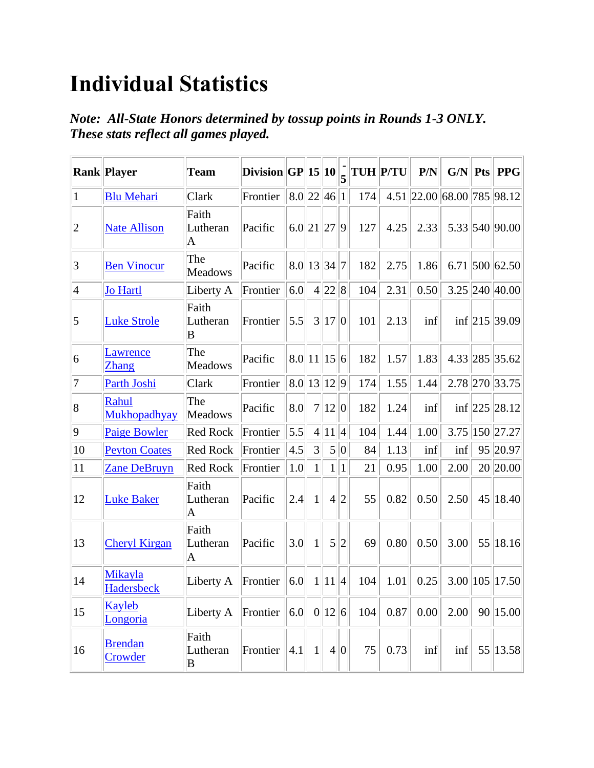# Individual Statistics

***Note: All-State Honors determined by tossup points in Rounds 1-3 ONLY. These stats reflect all games played.***

| Rank | Player | Team | Division | GP | 15 | 10 | -5 | TUH | P/TU | P/N | G/N | Pts | PPG |
|---|---|---|---|---|---|---|---|---|---|---|---|---|---|
| 1 | Blu Mehari | Clark | Frontier | 8.0 | 22 | 46 | 1 | 174 | 4.51 | 22.00 | 68.00 | 785 | 98.12 |
| 2 | Nate Allison | Faith Lutheran A | Pacific | 6.0 | 21 | 27 | 9 | 127 | 4.25 | 2.33 | 5.33 | 540 | 90.00 |
| 3 | Ben Vinocur | The Meadows | Pacific | 8.0 | 13 | 34 | 7 | 182 | 2.75 | 1.86 | 6.71 | 500 | 62.50 |
| 4 | Jo Hartl | Liberty A | Frontier | 6.0 | 4 | 22 | 8 | 104 | 2.31 | 0.50 | 3.25 | 240 | 40.00 |
| 5 | Luke Strole | Faith Lutheran B | Frontier | 5.5 | 3 | 17 | 0 | 101 | 2.13 | inf | inf | 215 | 39.09 |
| 6 | Lawrence Zhang | The Meadows | Pacific | 8.0 | 11 | 15 | 6 | 182 | 1.57 | 1.83 | 4.33 | 285 | 35.62 |
| 7 | Parth Joshi | Clark | Frontier | 8.0 | 13 | 12 | 9 | 174 | 1.55 | 1.44 | 2.78 | 270 | 33.75 |
| 8 | Rahul Mukhopadhyay | The Meadows | Pacific | 8.0 | 7 | 12 | 0 | 182 | 1.24 | inf | inf | 225 | 28.12 |
| 9 | Paige Bowler | Red Rock | Frontier | 5.5 | 4 | 11 | 4 | 104 | 1.44 | 1.00 | 3.75 | 150 | 27.27 |
| 10 | Peyton Coates | Red Rock | Frontier | 4.5 | 3 | 5 | 0 | 84 | 1.13 | inf | inf | 95 | 20.97 |
| 11 | Zane DeBruyn | Red Rock | Frontier | 1.0 | 1 | 1 | 1 | 21 | 0.95 | 1.00 | 2.00 | 20 | 20.00 |
| 12 | Luke Baker | Faith Lutheran A | Pacific | 2.4 | 1 | 4 | 2 | 55 | 0.82 | 0.50 | 2.50 | 45 | 18.40 |
| 13 | Cheryl Kirgan | Faith Lutheran A | Pacific | 3.0 | 1 | 5 | 2 | 69 | 0.80 | 0.50 | 3.00 | 55 | 18.16 |
| 14 | Mikayla Hadersbeck | Liberty A | Frontier | 6.0 | 1 | 11 | 4 | 104 | 1.01 | 0.25 | 3.00 | 105 | 17.50 |
| 15 | Kayleb Longoria | Liberty A | Frontier | 6.0 | 0 | 12 | 6 | 104 | 0.87 | 0.00 | 2.00 | 90 | 15.00 |
| 16 | Brendan Crowder | Faith Lutheran B | Frontier | 4.1 | 1 | 4 | 0 | 75 | 0.73 | inf | inf | 55 | 13.58 |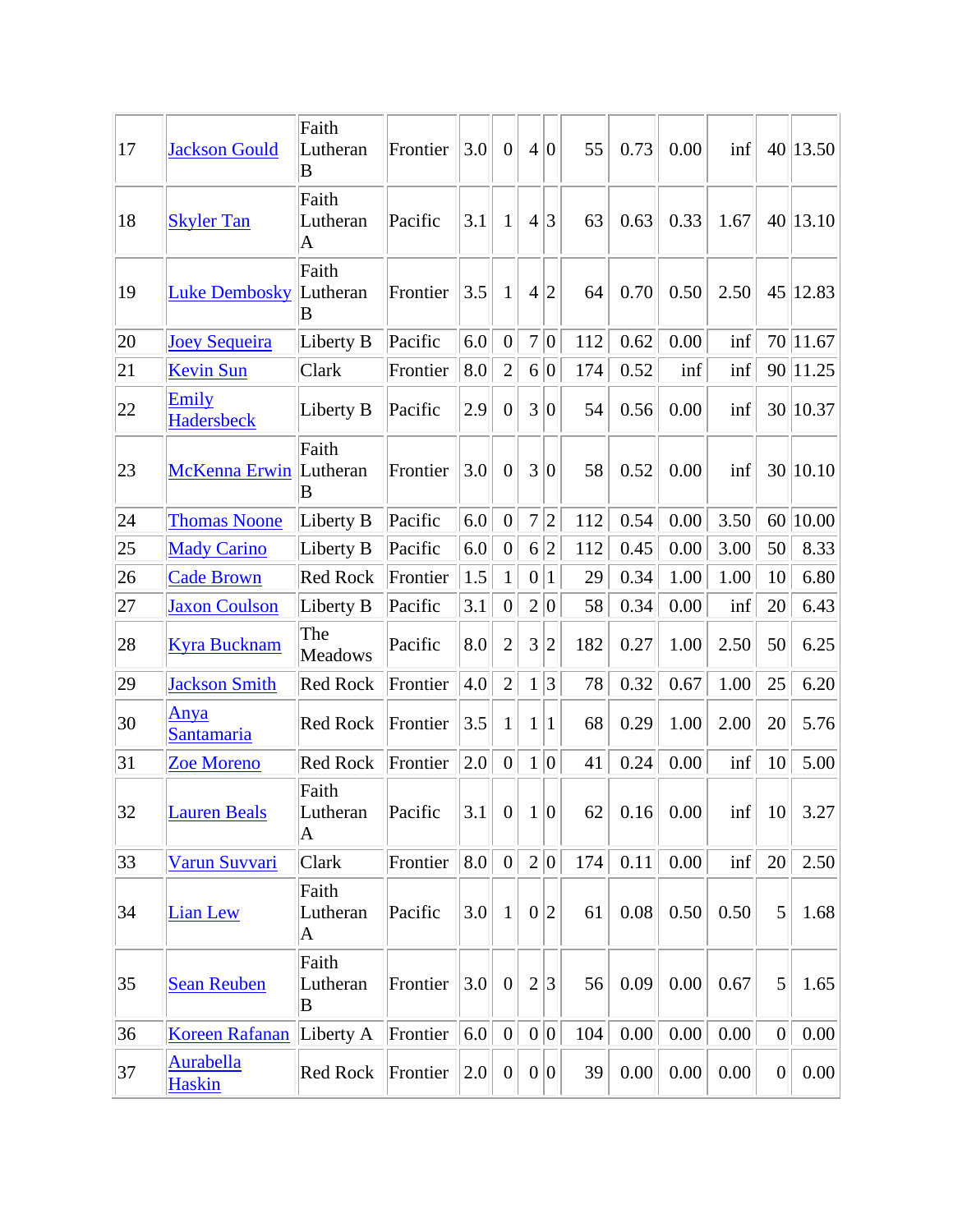| | | | | | | | | | | | | | |
|---|---|---|---|---|---|---|---|---|---|---|---|---|---|
| 17 | Jackson Gould | Faith Lutheran B | Frontier | 3.0 | 0 | 4 | 0 | 55 | 0.73 | 0.00 | inf | 40 | 13.50 |
| 18 | Skyler Tan | Faith Lutheran A | Pacific | 3.1 | 1 | 4 | 3 | 63 | 0.63 | 0.33 | 1.67 | 40 | 13.10 |
| 19 | Luke Dembosky | Faith Lutheran B | Frontier | 3.5 | 1 | 4 | 2 | 64 | 0.70 | 0.50 | 2.50 | 45 | 12.83 |
| 20 | Joey Sequeira | Liberty B | Pacific | 6.0 | 0 | 7 | 0 | 112 | 0.62 | 0.00 | inf | 70 | 11.67 |
| 21 | Kevin Sun | Clark | Frontier | 8.0 | 2 | 6 | 0 | 174 | 0.52 | inf | inf | 90 | 11.25 |
| 22 | Emily Hadersbeck | Liberty B | Pacific | 2.9 | 0 | 3 | 0 | 54 | 0.56 | 0.00 | inf | 30 | 10.37 |
| 23 | McKenna Erwin | Faith Lutheran B | Frontier | 3.0 | 0 | 3 | 0 | 58 | 0.52 | 0.00 | inf | 30 | 10.10 |
| 24 | Thomas Noone | Liberty B | Pacific | 6.0 | 0 | 7 | 2 | 112 | 0.54 | 0.00 | 3.50 | 60 | 10.00 |
| 25 | Mady Carino | Liberty B | Pacific | 6.0 | 0 | 6 | 2 | 112 | 0.45 | 0.00 | 3.00 | 50 | 8.33 |
| 26 | Cade Brown | Red Rock | Frontier | 1.5 | 1 | 0 | 1 | 29 | 0.34 | 1.00 | 1.00 | 10 | 6.80 |
| 27 | Jaxon Coulson | Liberty B | Pacific | 3.1 | 0 | 2 | 0 | 58 | 0.34 | 0.00 | inf | 20 | 6.43 |
| 28 | Kyra Bucknam | The Meadows | Pacific | 8.0 | 2 | 3 | 2 | 182 | 0.27 | 1.00 | 2.50 | 50 | 6.25 |
| 29 | Jackson Smith | Red Rock | Frontier | 4.0 | 2 | 1 | 3 | 78 | 0.32 | 0.67 | 1.00 | 25 | 6.20 |
| 30 | Anya Santamaria | Red Rock | Frontier | 3.5 | 1 | 1 | 1 | 68 | 0.29 | 1.00 | 2.00 | 20 | 5.76 |
| 31 | Zoe Moreno | Red Rock | Frontier | 2.0 | 0 | 1 | 0 | 41 | 0.24 | 0.00 | inf | 10 | 5.00 |
| 32 | Lauren Beals | Faith Lutheran A | Pacific | 3.1 | 0 | 1 | 0 | 62 | 0.16 | 0.00 | inf | 10 | 3.27 |
| 33 | Varun Suvvari | Clark | Frontier | 8.0 | 0 | 2 | 0 | 174 | 0.11 | 0.00 | inf | 20 | 2.50 |
| 34 | Lian Lew | Faith Lutheran A | Pacific | 3.0 | 1 | 0 | 2 | 61 | 0.08 | 0.50 | 0.50 | 5 | 1.68 |
| 35 | Sean Reuben | Faith Lutheran B | Frontier | 3.0 | 0 | 2 | 3 | 56 | 0.09 | 0.00 | 0.67 | 5 | 1.65 |
| 36 | Koreen Rafanan | Liberty A | Frontier | 6.0 | 0 | 0 | 0 | 104 | 0.00 | 0.00 | 0.00 | 0 | 0.00 |
| 37 | Aurabella Haskin | Red Rock | Frontier | 2.0 | 0 | 0 | 0 | 39 | 0.00 | 0.00 | 0.00 | 0 | 0.00 |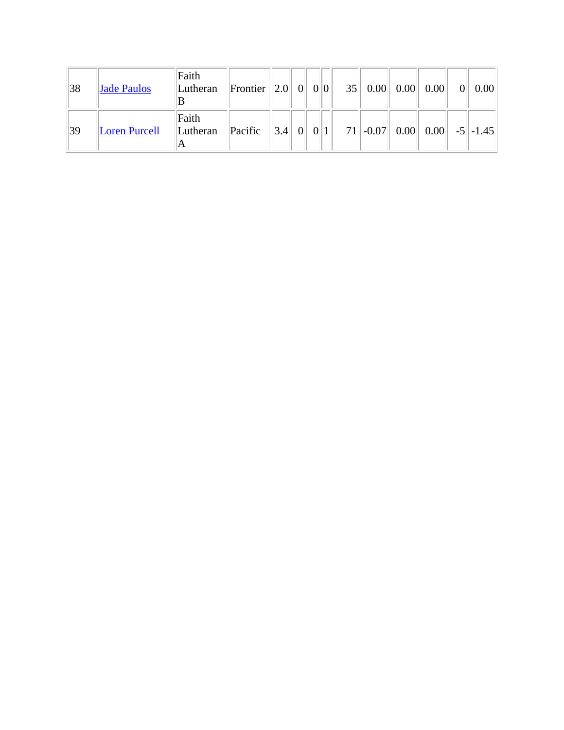| | | | | | | | | | | | | | |
|---|---|---|---|---|---|---|---|---|---|---|---|---|---|
| 38 | Jade Paulos | Faith Lutheran B | Frontier | 2.0 | 0 | 0 | 0 | 35 | 0.00 | 0.00 | 0.00 | 0 | 0.00 |
| 39 | Loren Purcell | Faith Lutheran A | Pacific | 3.4 | 0 | 0 | 1 | 71 | -0.07 | 0.00 | 0.00 | -5 | -1.45 |